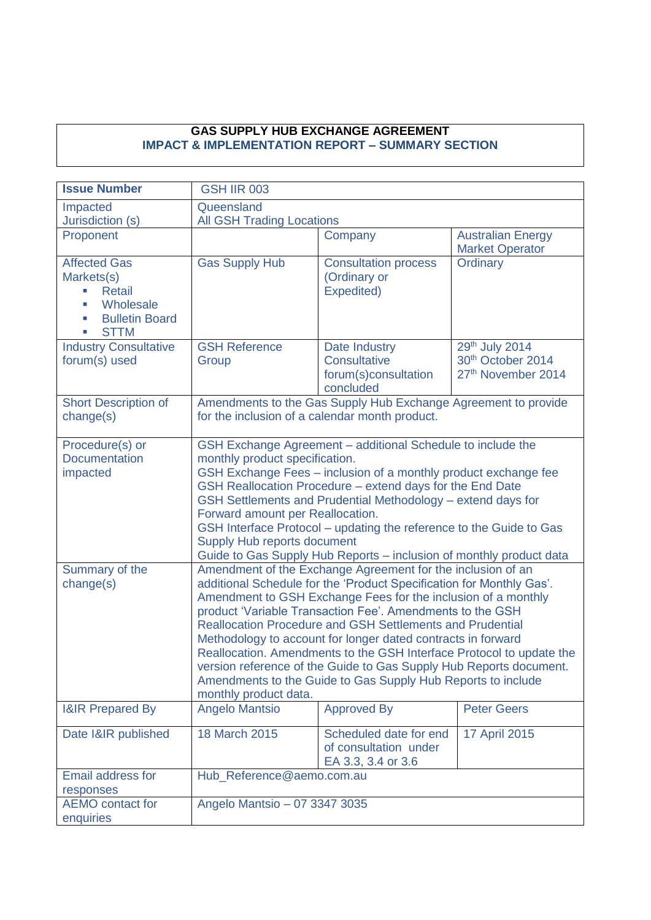# GAS SUPPLY HUB EXCHANGE AGREEMENT
## IMPACT & IMPLEMENTATION REPORT – SUMMARY SECTION

| **Issue Number** | GSH IIR 003 | | |
|---|---|---|---|
| Impacted Jurisdiction (s) | Queensland<br>All GSH Trading Locations | | |
| Proponent | | Company | Australian Energy Market Operator |
| Affected Gas Markets(s)<br>▪ Retail<br>▪ Wholesale<br>▪ Bulletin Board<br>▪ STTM | Gas Supply Hub | Consultation process (Ordinary or Expedited) | Ordinary |
| Industry Consultative forum(s) used | GSH Reference Group | Date Industry Consultative forum(s)consultation concluded | 29th July 2014<br>30th October 2014<br>27th November 2014 |
| Short Description of change(s) | Amendments to the Gas Supply Hub Exchange Agreement to provide for the inclusion of a calendar month product. | | |
| Procedure(s) or Documentation impacted | GSH Exchange Agreement – additional Schedule to include the monthly product specification.<br>GSH Exchange Fees – inclusion of a monthly product exchange fee<br>GSH Reallocation Procedure – extend days for the End Date<br>GSH Settlements and Prudential Methodology – extend days for Forward amount per Reallocation.<br>GSH Interface Protocol – updating the reference to the Guide to Gas Supply Hub reports document<br>Guide to Gas Supply Hub Reports – inclusion of monthly product data | | |
| Summary of the change(s) | Amendment of the Exchange Agreement for the inclusion of an additional Schedule for the 'Product Specification for Monthly Gas'. Amendment to GSH Exchange Fees for the inclusion of a monthly product 'Variable Transaction Fee'. Amendments to the GSH Reallocation Procedure and GSH Settlements and Prudential Methodology to account for longer dated contracts in forward Reallocation. Amendments to the GSH Interface Protocol to update the version reference of the Guide to Gas Supply Hub Reports document. Amendments to the Guide to Gas Supply Hub Reports to include monthly product data. | | |
| I&IR Prepared By | Angelo Mantsio | Approved By | Peter Geers |
| Date I&IR published | 18 March 2015 | Scheduled date for end of consultation under EA 3.3, 3.4 or 3.6 | 17 April 2015 |
| Email address for responses | Hub_Reference@aemo.com.au | | |
| AEMO contact for enquiries | Angelo Mantsio – 07 3347 3035 | | |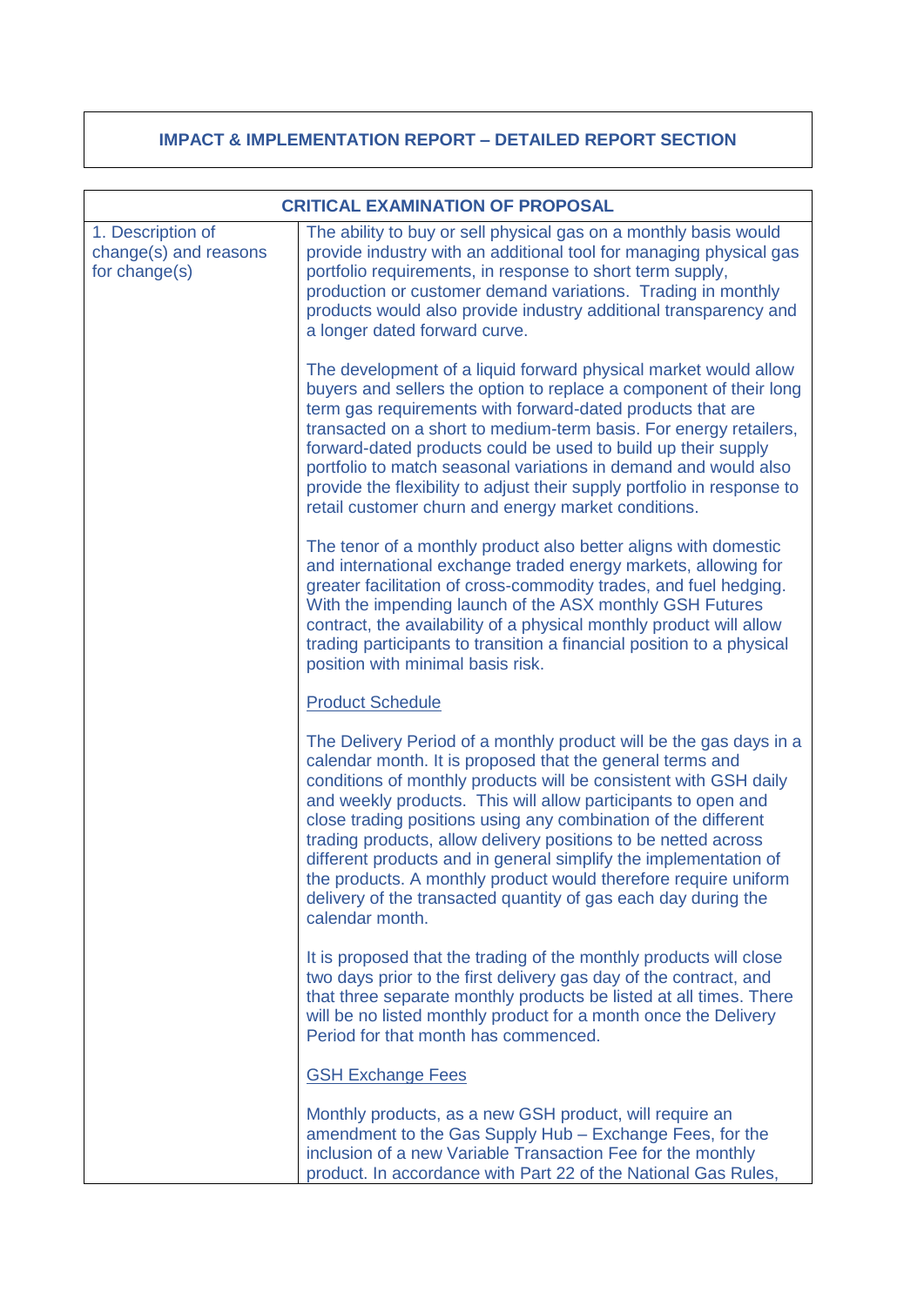## IMPACT & IMPLEMENTATION REPORT – DETAILED REPORT SECTION

| CRITICAL EXAMINATION OF PROPOSAL | |
|---|---|
| 1. Description of change(s) and reasons for change(s) | The ability to buy or sell physical gas on a monthly basis would provide industry with an additional tool for managing physical gas portfolio requirements, in response to short term supply, production or customer demand variations. Trading in monthly products would also provide industry additional transparency and a longer dated forward curve.<br><br>The development of a liquid forward physical market would allow buyers and sellers the option to replace a component of their long term gas requirements with forward-dated products that are transacted on a short to medium-term basis. For energy retailers, forward-dated products could be used to build up their supply portfolio to match seasonal variations in demand and would also provide the flexibility to adjust their supply portfolio in response to retail customer churn and energy market conditions.<br><br>The tenor of a monthly product also better aligns with domestic and international exchange traded energy markets, allowing for greater facilitation of cross-commodity trades, and fuel hedging. With the impending launch of the ASX monthly GSH Futures contract, the availability of a physical monthly product will allow trading participants to transition a financial position to a physical position with minimal basis risk.<br><br><u>Product Schedule</u><br><br>The Delivery Period of a monthly product will be the gas days in a calendar month. It is proposed that the general terms and conditions of monthly products will be consistent with GSH daily and weekly products. This will allow participants to open and close trading positions using any combination of the different trading products, allow delivery positions to be netted across different products and in general simplify the implementation of the products. A monthly product would therefore require uniform delivery of the transacted quantity of gas each day during the calendar month.<br><br>It is proposed that the trading of the monthly products will close two days prior to the first delivery gas day of the contract, and that three separate monthly products be listed at all times. There will be no listed monthly product for a month once the Delivery Period for that month has commenced.<br><br><u>GSH Exchange Fees</u><br><br>Monthly products, as a new GSH product, will require an amendment to the Gas Supply Hub – Exchange Fees, for the inclusion of a new Variable Transaction Fee for the monthly product. In accordance with Part 22 of the National Gas Rules, |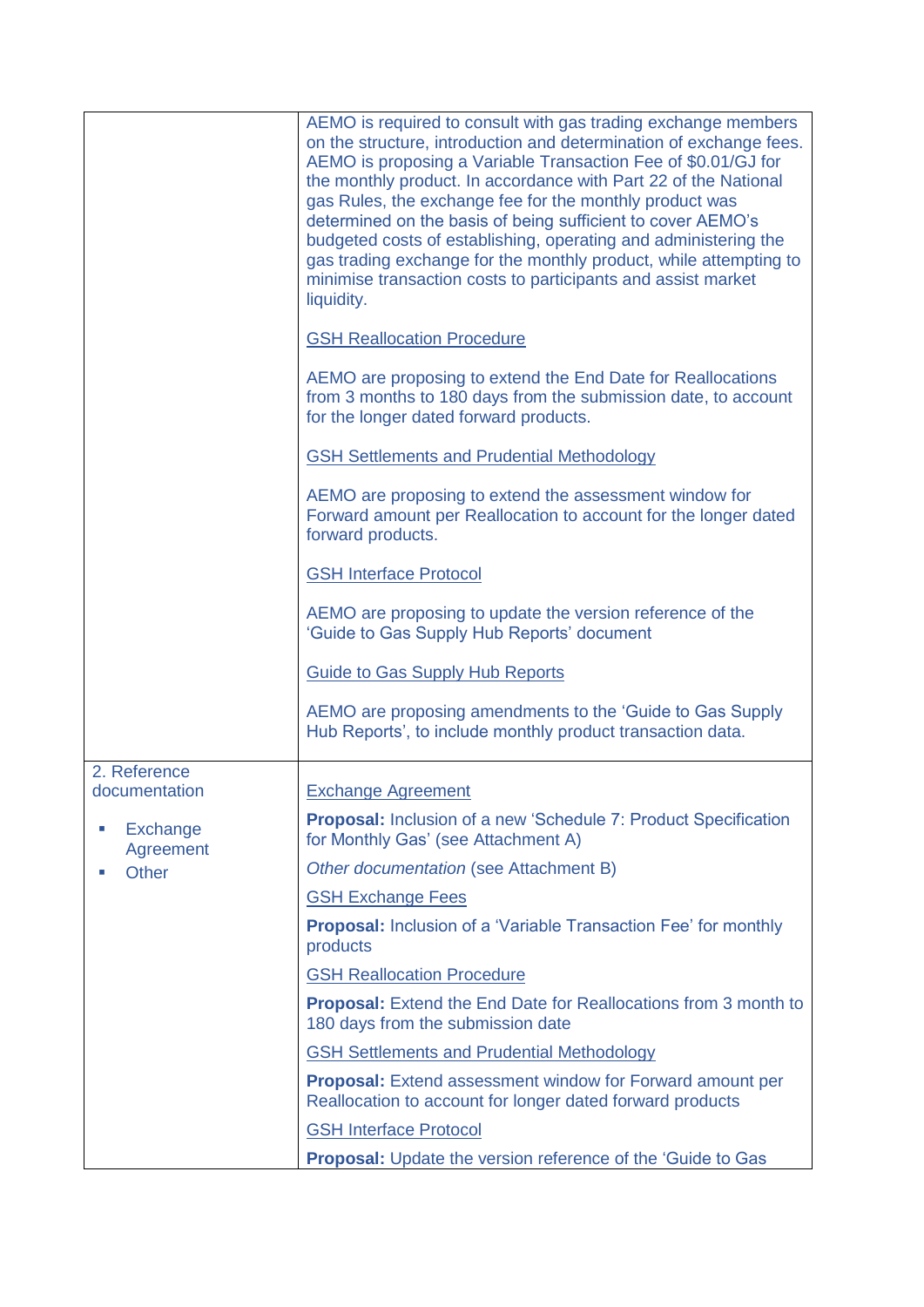| | |
|---|---|
| | AEMO is required to consult with gas trading exchange members on the structure, introduction and determination of exchange fees. AEMO is proposing a Variable Transaction Fee of $0.01/GJ for the monthly product. In accordance with Part 22 of the National gas Rules, the exchange fee for the monthly product was determined on the basis of being sufficient to cover AEMO's budgeted costs of establishing, operating and administering the gas trading exchange for the monthly product, while attempting to minimise transaction costs to participants and assist market liquidity.<br><br>GSH Reallocation Procedure<br><br>AEMO are proposing to extend the End Date for Reallocations from 3 months to 180 days from the submission date, to account for the longer dated forward products.<br><br>GSH Settlements and Prudential Methodology<br><br>AEMO are proposing to extend the assessment window for Forward amount per Reallocation to account for the longer dated forward products.<br><br>GSH Interface Protocol<br><br>AEMO are proposing to update the version reference of the 'Guide to Gas Supply Hub Reports' document<br><br>Guide to Gas Supply Hub Reports<br><br>AEMO are proposing amendments to the 'Guide to Gas Supply Hub Reports', to include monthly product transaction data. |
| 2. Reference documentation<br><br>▪ Exchange Agreement<br>▪ Other | Exchange Agreement<br><br>**Proposal:** Inclusion of a new 'Schedule 7: Product Specification for Monthly Gas' (see Attachment A)<br><br>*Other documentation* (see Attachment B)<br><br>GSH Exchange Fees<br><br>**Proposal:** Inclusion of a 'Variable Transaction Fee' for monthly products<br><br>GSH Reallocation Procedure<br><br>**Proposal:** Extend the End Date for Reallocations from 3 month to 180 days from the submission date<br><br>GSH Settlements and Prudential Methodology<br><br>**Proposal:** Extend assessment window for Forward amount per Reallocation to account for longer dated forward products<br><br>GSH Interface Protocol<br><br>**Proposal:** Update the version reference of the 'Guide to Gas |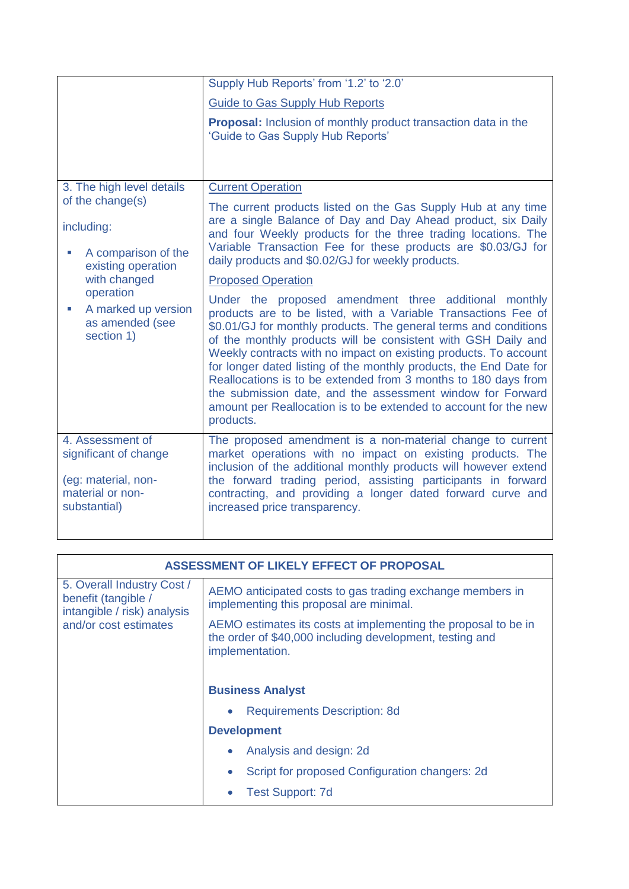| | |
|---|---|
| | Supply Hub Reports' from '1.2' to '2.0'<br><br>Guide to Gas Supply Hub Reports<br><br>**Proposal:** Inclusion of monthly product transaction data in the 'Guide to Gas Supply Hub Reports' |
| 3. The high level details of the change(s)<br><br>including:<br><br>▪ A comparison of the existing operation with changed operation<br>▪ A marked up version as amended (see section 1) | Current Operation<br><br>The current products listed on the Gas Supply Hub at any time are a single Balance of Day and Day Ahead product, six Daily and four Weekly products for the three trading locations. The Variable Transaction Fee for these products are $0.03/GJ for daily products and $0.02/GJ for weekly products.<br><br>Proposed Operation<br><br>Under the proposed amendment three additional monthly products are to be listed, with a Variable Transactions Fee of $0.01/GJ for monthly products. The general terms and conditions of the monthly products will be consistent with GSH Daily and Weekly contracts with no impact on existing products. To account for longer dated listing of the monthly products, the End Date for Reallocations is to be extended from 3 months to 180 days from the submission date, and the assessment window for Forward amount per Reallocation is to be extended to account for the new products. |
| 4. Assessment of significant change<br><br>(eg: material, non-material or non-substantial) | The proposed amendment is a non-material change to current market operations with no impact on existing products. The inclusion of the additional monthly products will however extend the forward trading period, assisting participants in forward contracting, and providing a longer dated forward curve and increased price transparency. |

| ASSESSMENT OF LIKELY EFFECT OF PROPOSAL | |
|---|---|
| 5. Overall Industry Cost / benefit (tangible / intangible / risk) analysis and/or cost estimates | AEMO anticipated costs to gas trading exchange members in implementing this proposal are minimal.<br><br>AEMO estimates its costs at implementing the proposal to be in the order of $40,000 including development, testing and implementation.<br><br>**Business Analyst**<br>• Requirements Description: 8d<br><br>**Development**<br>• Analysis and design: 2d<br>• Script for proposed Configuration changers: 2d<br>• Test Support: 7d |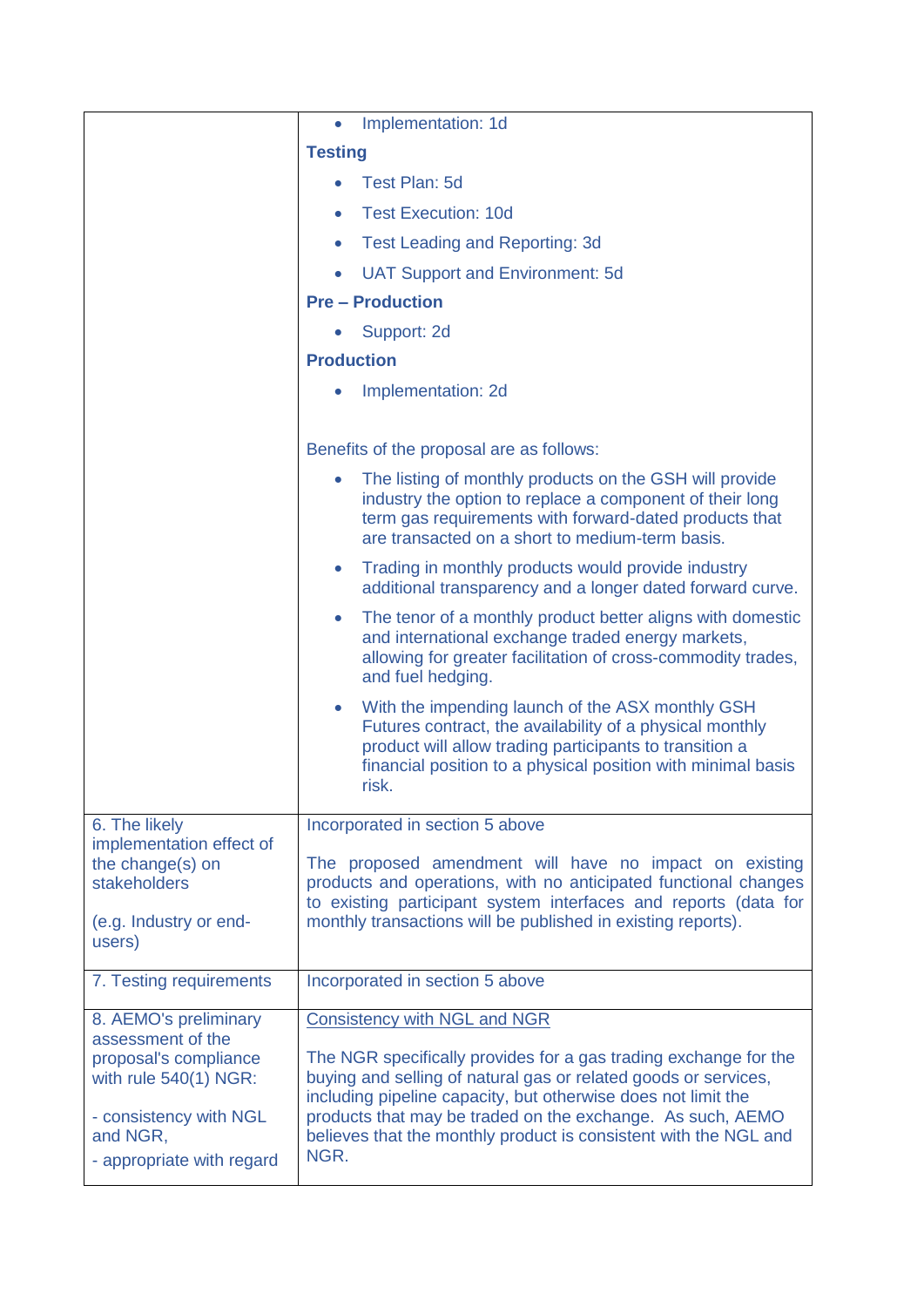| | |
|---|---|
| | • Implementation: 1d<br>**Testing**<br>• Test Plan: 5d<br>• Test Execution: 10d<br>• Test Leading and Reporting: 3d<br>• UAT Support and Environment: 5d<br>**Pre – Production**<br>• Support: 2d<br>**Production**<br>• Implementation: 2d<br><br>Benefits of the proposal are as follows:<br>• The listing of monthly products on the GSH will provide industry the option to replace a component of their long term gas requirements with forward-dated products that are transacted on a short to medium-term basis.<br>• Trading in monthly products would provide industry additional transparency and a longer dated forward curve.<br>• The tenor of a monthly product better aligns with domestic and international exchange traded energy markets, allowing for greater facilitation of cross-commodity trades, and fuel hedging.<br>• With the impending launch of the ASX monthly GSH Futures contract, the availability of a physical monthly product will allow trading participants to transition a financial position to a physical position with minimal basis risk. |
| 6. The likely implementation effect of the change(s) on stakeholders<br><br>(e.g. Industry or end-users) | Incorporated in section 5 above<br><br>The proposed amendment will have no impact on existing products and operations, with no anticipated functional changes to existing participant system interfaces and reports (data for monthly transactions will be published in existing reports). |
| 7. Testing requirements | Incorporated in section 5 above |
| 8. AEMO's preliminary assessment of the proposal's compliance with rule 540(1) NGR:<br><br>- consistency with NGL and NGR,<br>- appropriate with regard | Consistency with NGL and NGR<br><br>The NGR specifically provides for a gas trading exchange for the buying and selling of natural gas or related goods or services, including pipeline capacity, but otherwise does not limit the products that may be traded on the exchange. As such, AEMO believes that the monthly product is consistent with the NGL and NGR. |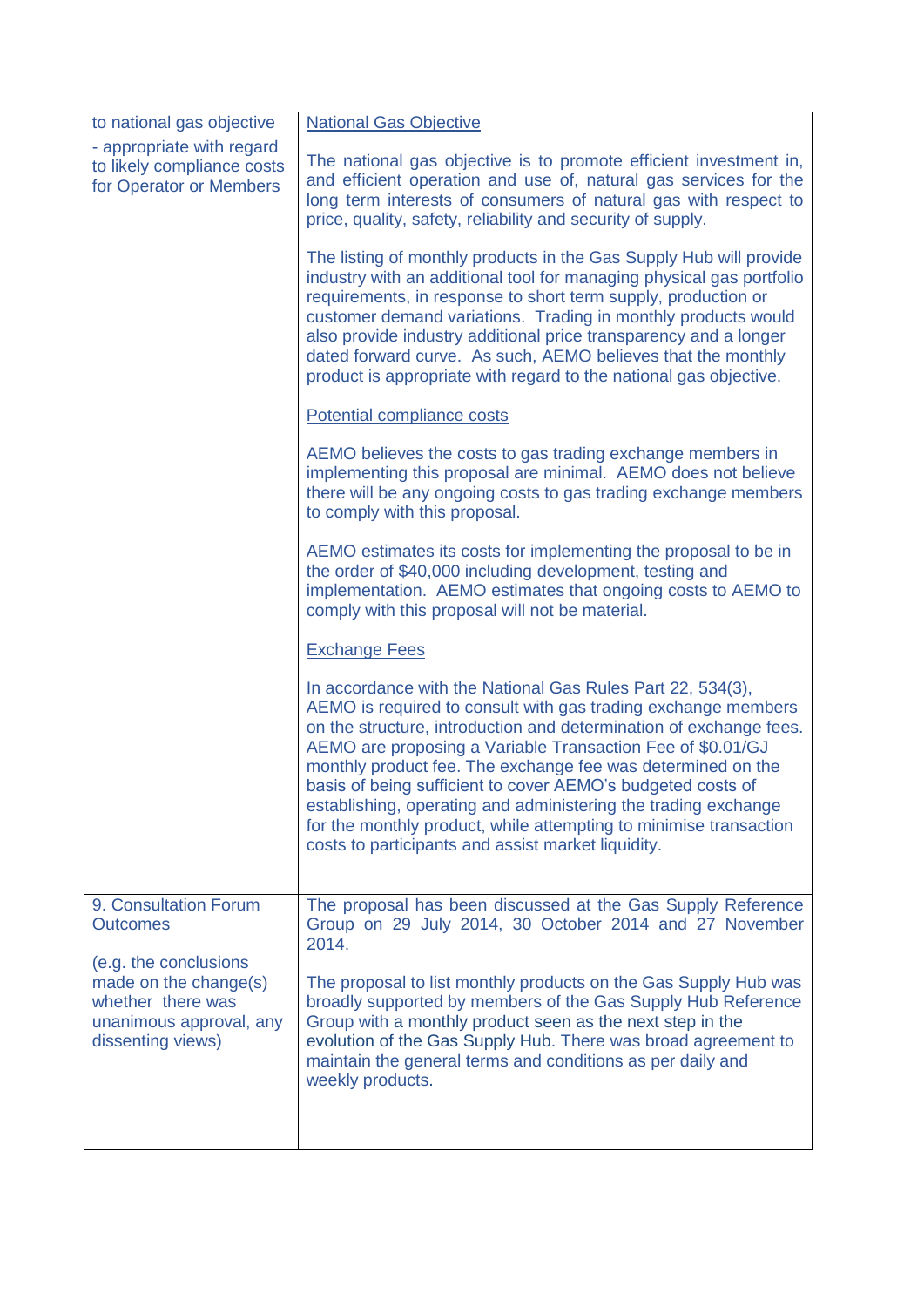| to national gas objective<br>- appropriate with regard to likely compliance costs for Operator or Members | <u>National Gas Objective</u><br><br>The national gas objective is to promote efficient investment in, and efficient operation and use of, natural gas services for the long term interests of consumers of natural gas with respect to price, quality, safety, reliability and security of supply.<br><br>The listing of monthly products in the Gas Supply Hub will provide industry with an additional tool for managing physical gas portfolio requirements, in response to short term supply, production or customer demand variations. Trading in monthly products would also provide industry additional price transparency and a longer dated forward curve. As such, AEMO believes that the monthly product is appropriate with regard to the national gas objective.<br><br><u>Potential compliance costs</u><br><br>AEMO believes the costs to gas trading exchange members in implementing this proposal are minimal. AEMO does not believe there will be any ongoing costs to gas trading exchange members to comply with this proposal.<br><br>AEMO estimates its costs for implementing the proposal to be in the order of $40,000 including development, testing and implementation. AEMO estimates that ongoing costs to AEMO to comply with this proposal will not be material.<br><br><u>Exchange Fees</u><br><br>In accordance with the National Gas Rules Part 22, 534(3), AEMO is required to consult with gas trading exchange members on the structure, introduction and determination of exchange fees. AEMO are proposing a Variable Transaction Fee of $0.01/GJ monthly product fee. The exchange fee was determined on the basis of being sufficient to cover AEMO's budgeted costs of establishing, operating and administering the trading exchange for the monthly product, while attempting to minimise transaction costs to participants and assist market liquidity. |
|---|---|
| 9. Consultation Forum Outcomes<br><br>(e.g. the conclusions made on the change(s) whether there was unanimous approval, any dissenting views) | The proposal has been discussed at the Gas Supply Reference Group on 29 July 2014, 30 October 2014 and 27 November 2014.<br><br>The proposal to list monthly products on the Gas Supply Hub was broadly supported by members of the Gas Supply Hub Reference Group with a monthly product seen as the next step in the evolution of the Gas Supply Hub. There was broad agreement to maintain the general terms and conditions as per daily and weekly products. |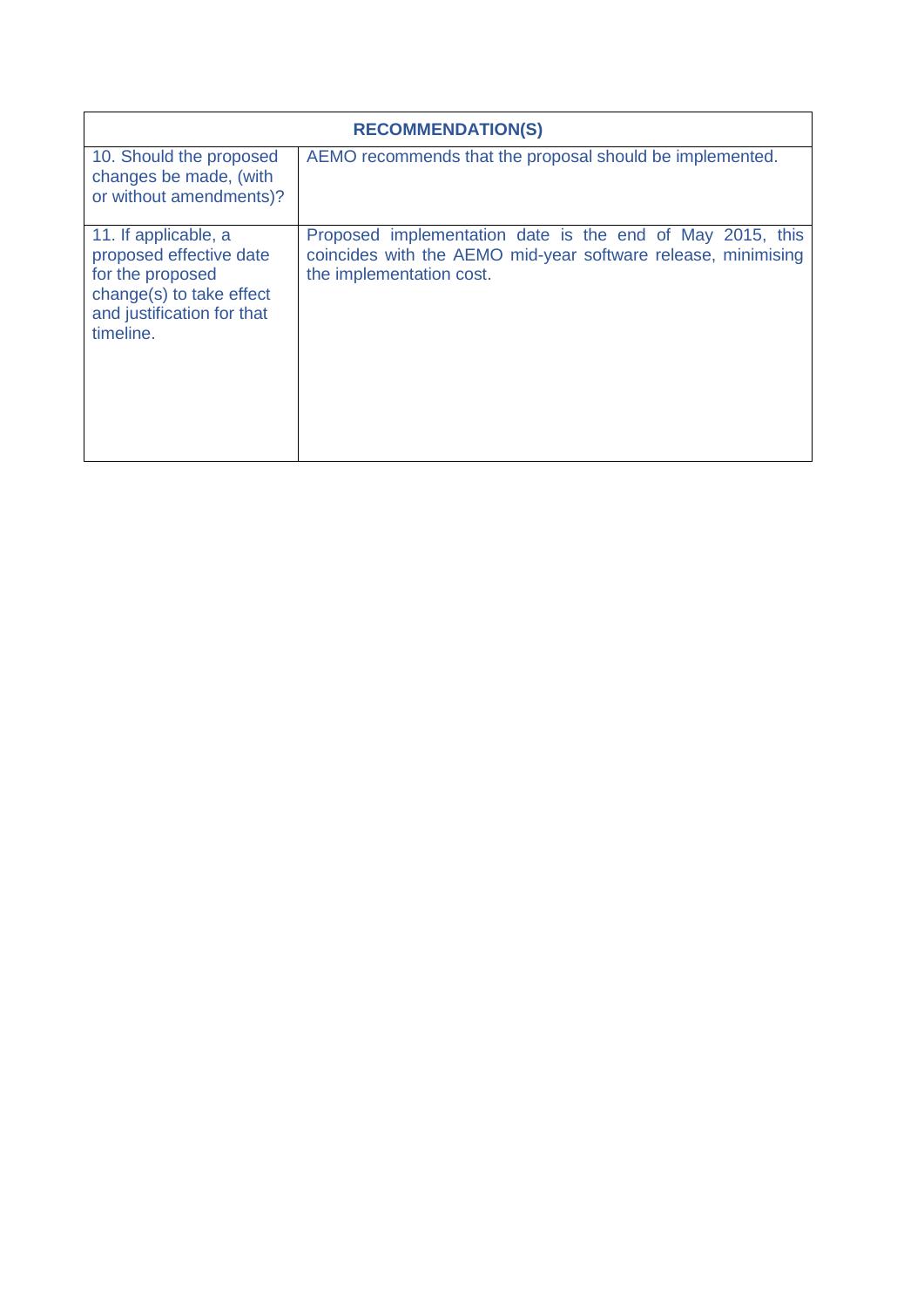| RECOMMENDATION(S) | |
|---|---|
| 10. Should the proposed changes be made, (with or without amendments)? | AEMO recommends that the proposal should be implemented. |
| 11. If applicable, a proposed effective date for the proposed change(s) to take effect and justification for that timeline. | Proposed implementation date is the end of May 2015, this coincides with the AEMO mid-year software release, minimising the implementation cost. |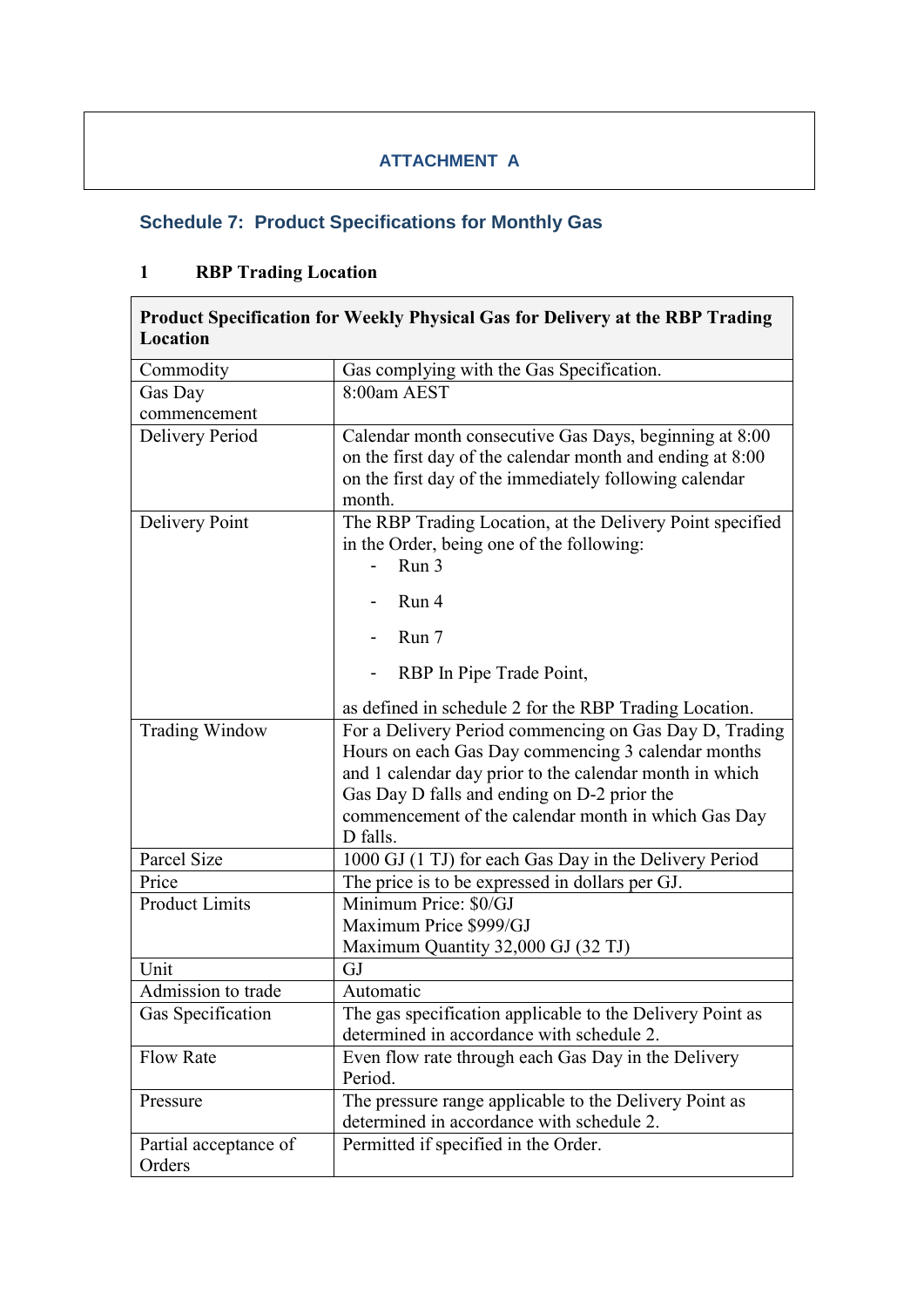# ATTACHMENT A

## Schedule 7: Product Specifications for Monthly Gas

### 1 RBP Trading Location

| **Product Specification for Weekly Physical Gas for Delivery at the RBP Trading Location** | |
|---|---|
| Commodity | Gas complying with the Gas Specification. |
| Gas Day commencement | 8:00am AEST |
| Delivery Period | Calendar month consecutive Gas Days, beginning at 8:00 on the first day of the calendar month and ending at 8:00 on the first day of the immediately following calendar month. |
| Delivery Point | The RBP Trading Location, at the Delivery Point specified in the Order, being one of the following: <br> - Run 3 <br> - Run 4 <br> - Run 7 <br> - RBP In Pipe Trade Point, <br> as defined in schedule 2 for the RBP Trading Location. |
| Trading Window | For a Delivery Period commencing on Gas Day D, Trading Hours on each Gas Day commencing 3 calendar months and 1 calendar day prior to the calendar month in which Gas Day D falls and ending on D-2 prior the commencement of the calendar month in which Gas Day D falls. |
| Parcel Size | 1000 GJ (1 TJ) for each Gas Day in the Delivery Period |
| Price | The price is to be expressed in dollars per GJ. |
| Product Limits | Minimum Price: $0/GJ <br> Maximum Price $999/GJ <br> Maximum Quantity 32,000 GJ (32 TJ) |
| Unit | GJ |
| Admission to trade | Automatic |
| Gas Specification | The gas specification applicable to the Delivery Point as determined in accordance with schedule 2. |
| Flow Rate | Even flow rate through each Gas Day in the Delivery Period. |
| Pressure | The pressure range applicable to the Delivery Point as determined in accordance with schedule 2. |
| Partial acceptance of Orders | Permitted if specified in the Order. |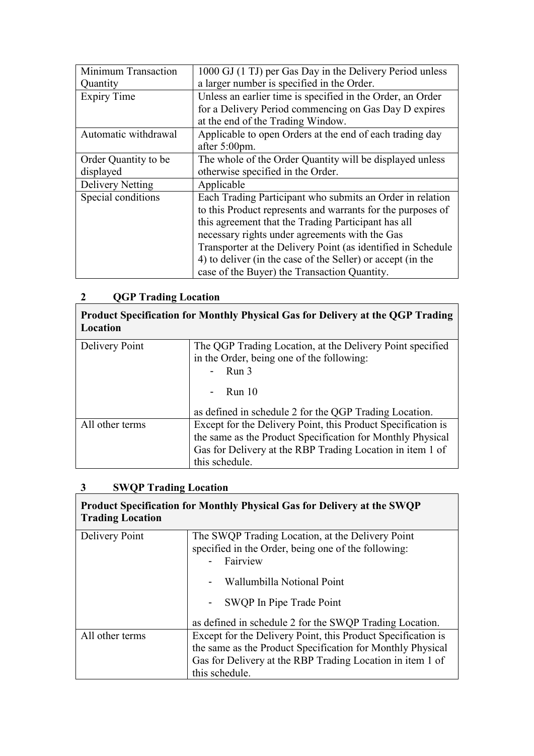| Minimum Transaction Quantity | 1000 GJ (1 TJ) per Gas Day in the Delivery Period unless a larger number is specified in the Order. |
| --- | --- |
| Expiry Time | Unless an earlier time is specified in the Order, an Order for a Delivery Period commencing on Gas Day D expires at the end of the Trading Window. |
| Automatic withdrawal | Applicable to open Orders at the end of each trading day after 5:00pm. |
| Order Quantity to be displayed | The whole of the Order Quantity will be displayed unless otherwise specified in the Order. |
| Delivery Netting | Applicable |
| Special conditions | Each Trading Participant who submits an Order in relation to this Product represents and warrants for the purposes of this agreement that the Trading Participant has all necessary rights under agreements with the Gas Transporter at the Delivery Point (as identified in Schedule 4) to deliver (in the case of the Seller) or accept (in the case of the Buyer) the Transaction Quantity. |

## 2 QGP Trading Location

| **Product Specification for Monthly Physical Gas for Delivery at the QGP Trading Location** | |
| --- | --- |
| Delivery Point | The QGP Trading Location, at the Delivery Point specified in the Order, being one of the following:<br>- Run 3<br>- Run 10<br><br>as defined in schedule 2 for the QGP Trading Location. |
| All other terms | Except for the Delivery Point, this Product Specification is the same as the Product Specification for Monthly Physical Gas for Delivery at the RBP Trading Location in item 1 of this schedule. |

## 3 SWQP Trading Location

| **Product Specification for Monthly Physical Gas for Delivery at the SWQP Trading Location** | |
| --- | --- |
| Delivery Point | The SWQP Trading Location, at the Delivery Point specified in the Order, being one of the following:<br>- Fairview<br>- Wallumbilla Notional Point<br>- SWQP In Pipe Trade Point<br><br>as defined in schedule 2 for the SWQP Trading Location. |
| All other terms | Except for the Delivery Point, this Product Specification is the same as the Product Specification for Monthly Physical Gas for Delivery at the RBP Trading Location in item 1 of this schedule. |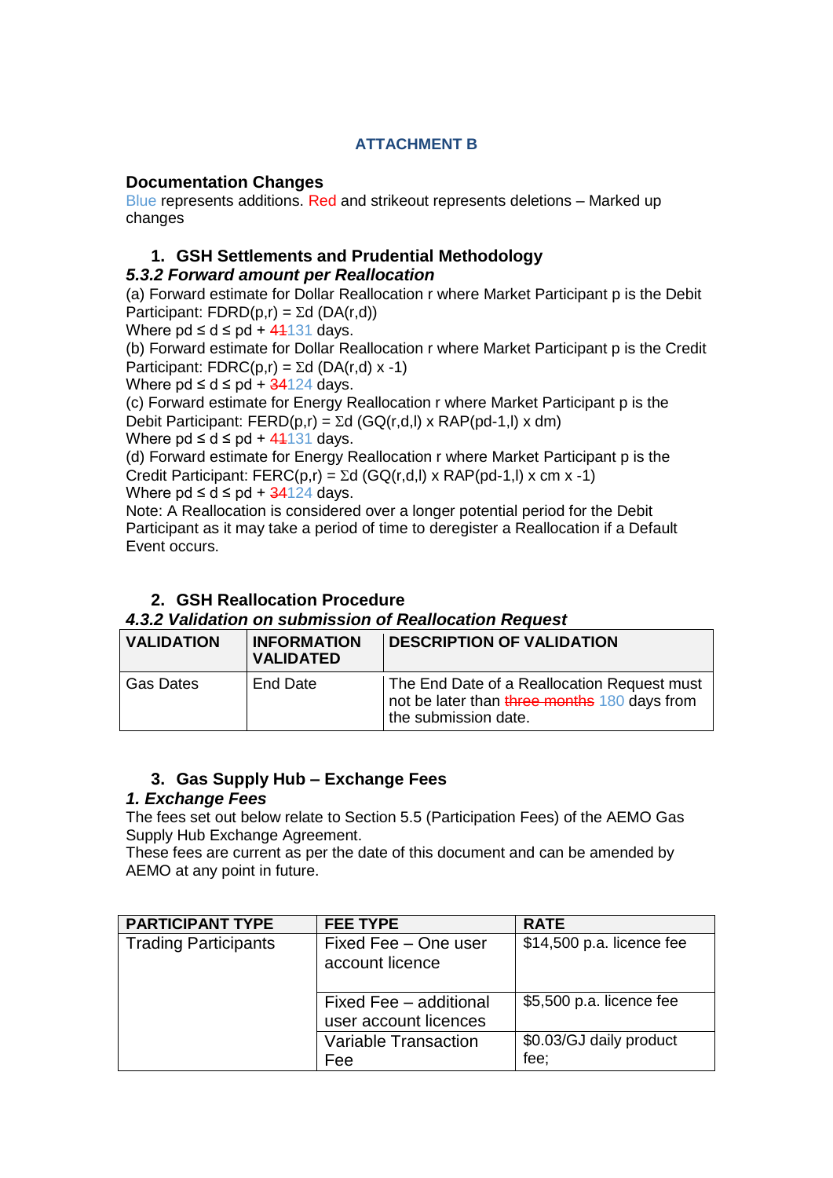## ATTACHMENT B

### Documentation Changes

Blue represents additions. Red and strikeout represents deletions – Marked up changes

### 1. GSH Settlements and Prudential Methodology

***5.3.2 Forward amount per Reallocation***

(a) Forward estimate for Dollar Reallocation r where Market Participant p is the Debit Participant: FDRD(p,r) = Σd (DA(r,d))

Where pd ≤ d ≤ pd + ~~41~~131 days.

(b) Forward estimate for Dollar Reallocation r where Market Participant p is the Credit Participant: FDRC(p,r) = Σd (DA(r,d) x -1)

Where pd ≤ d ≤ pd + ~~34~~124 days.

(c) Forward estimate for Energy Reallocation r where Market Participant p is the Debit Participant: FERD(p,r) = Σd (GQ(r,d,l) x RAP(pd-1,l) x dm)

Where pd ≤ d ≤ pd + ~~41~~131 days.

(d) Forward estimate for Energy Reallocation r where Market Participant p is the Credit Participant: FERC(p,r) = Σd (GQ(r,d,l) x RAP(pd-1,l) x cm x -1)

Where pd ≤ d ≤ pd + ~~34~~124 days.

Note: A Reallocation is considered over a longer potential period for the Debit Participant as it may take a period of time to deregister a Reallocation if a Default Event occurs.

### 2. GSH Reallocation Procedure

***4.3.2 Validation on submission of Reallocation Request***

| VALIDATION | INFORMATION VALIDATED | DESCRIPTION OF VALIDATION |
|---|---|---|
| Gas Dates | End Date | The End Date of a Reallocation Request must not be later than ~~three months~~ 180 days from the submission date. |

### 3. Gas Supply Hub – Exchange Fees

***1. Exchange Fees***

The fees set out below relate to Section 5.5 (Participation Fees) of the AEMO Gas Supply Hub Exchange Agreement.

These fees are current as per the date of this document and can be amended by AEMO at any point in future.

| PARTICIPANT TYPE | FEE TYPE | RATE |
|---|---|---|
| Trading Participants | Fixed Fee – One user account licence | $14,500 p.a. licence fee |
| | Fixed Fee – additional user account licences | $5,500 p.a. licence fee |
| | Variable Transaction Fee | $0.03/GJ daily product fee; |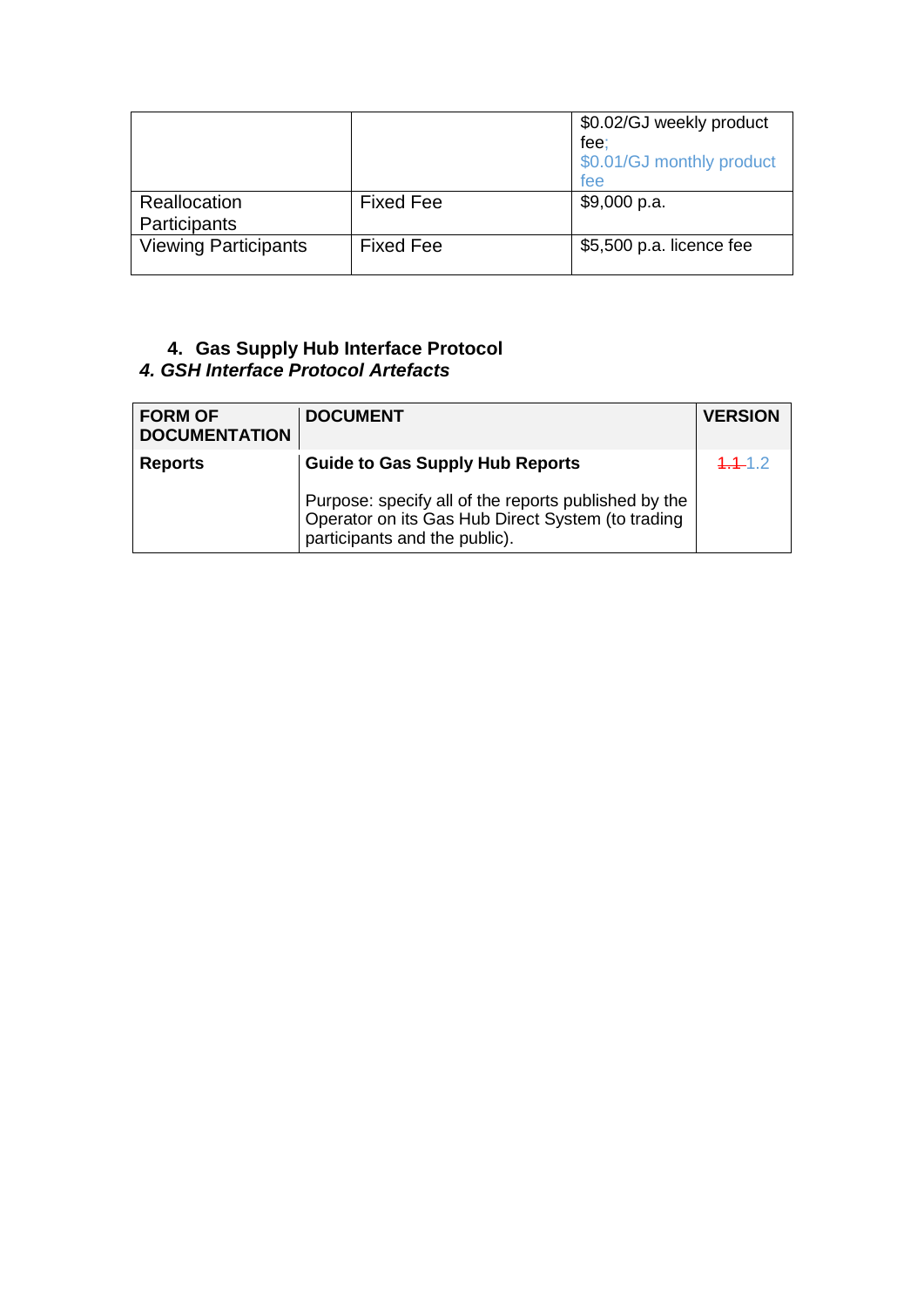| | | |
|---|---|---|
| | | \$0.02/GJ weekly product fee;<br>\$0.01/GJ monthly product fee |
| Reallocation Participants | Fixed Fee | \$9,000 p.a. |
| Viewing Participants | Fixed Fee | \$5,500 p.a. licence fee |

## 4. Gas Supply Hub Interface Protocol

### *4. GSH Interface Protocol Artefacts*

| FORM OF DOCUMENTATION | DOCUMENT | VERSION |
|---|---|---|
| **Reports** | **Guide to Gas Supply Hub Reports**<br><br>Purpose: specify all of the reports published by the Operator on its Gas Hub Direct System (to trading participants and the public). | ~~1.1~~ 1.2 |